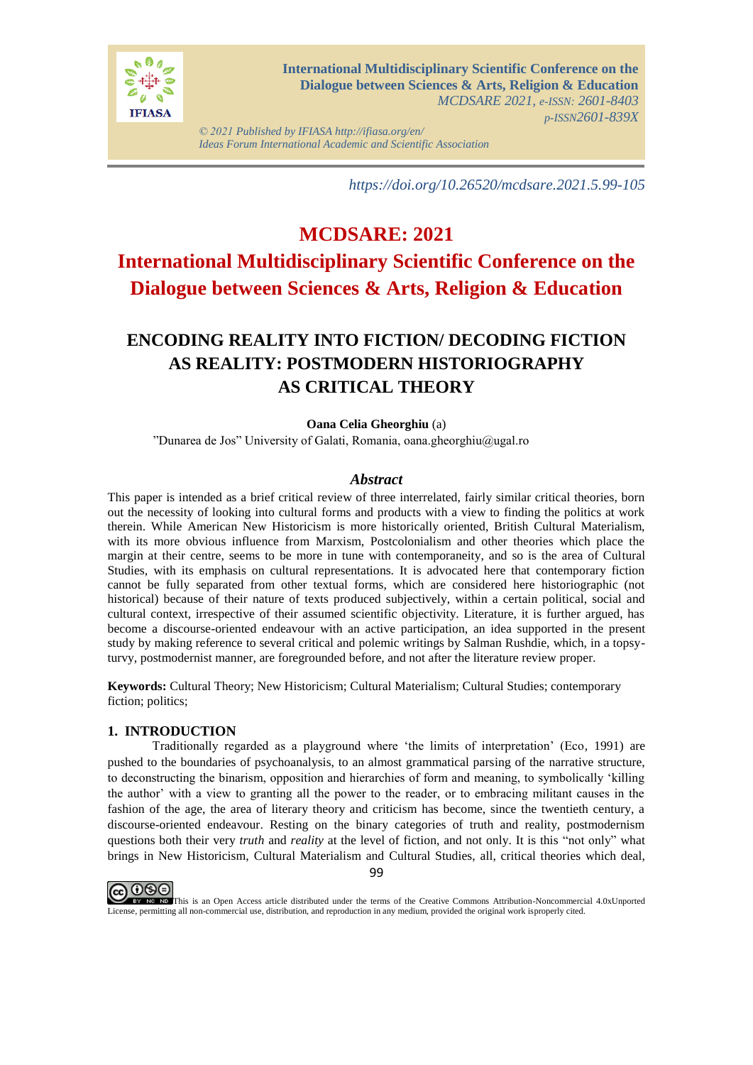https://doi.org/10.26520/mcdsare.2021.5.99-105

# MCDSARE: 2021
# International Multidisciplinary Scientific Conference on the Dialogue between Sciences & Arts, Religion & Education

## ENCODING REALITY INTO FICTION/ DECODING FICTION AS REALITY: POSTMODERN HISTORIOGRAPHY AS CRITICAL THEORY

**Oana Celia Gheorghiu** (a)

"Dunarea de Jos" University of Galati, Romania, oana.gheorghiu@ugal.ro

### *Abstract*

This paper is intended as a brief critical review of three interrelated, fairly similar critical theories, born out the necessity of looking into cultural forms and products with a view to finding the politics at work therein. While American New Historicism is more historically oriented, British Cultural Materialism, with its more obvious influence from Marxism, Postcolonialism and other theories which place the margin at their centre, seems to be more in tune with contemporaneity, and so is the area of Cultural Studies, with its emphasis on cultural representations. It is advocated here that contemporary fiction cannot be fully separated from other textual forms, which are considered here historiographic (not historical) because of their very nature of texts produced subjectively, within a certain political, social and cultural context, irrespective of their assumed scientific objectivity. Literature, it is further argued, has become a discourse-oriented endeavour with an active participation, an idea supported in the present study by making reference to several critical and polemic writings by Salman Rushdie, which, in a topsy-turvy, postmodernist manner, are foregrounded before, and not after the literature review proper.

**Keywords:** Cultural Theory; New Historicism; Cultural Materialism; Cultural Studies; contemporary fiction; politics;

### 1. INTRODUCTION

Traditionally regarded as a playground where 'the limits of interpretation' (Eco, 1991) are pushed to the boundaries of psychoanalysis, to an almost grammatical parsing of the narrative structure, to deconstructing the binarism, opposition and hierarchies of form and meaning, to symbolically 'killing the author' with a view to granting all the power to the reader, or to embracing militant causes in the fashion of the age, the area of literary theory and criticism has become, since the twentieth century, a discourse-oriented endeavour. Resting on the binary categories of truth and reality, postmodernism questions both their very *truth* and *reality* at the level of fiction, and not only. It is this "not only" what brings in New Historicism, Cultural Materialism and Cultural Studies, all, critical theories which deal,

This is an Open Access article distributed under the terms of the Creative Commons Attribution-Noncommercial 4.0xUnported License, permitting all non-commercial use, distribution, and reproduction in any medium, provided the original work isproperly cited.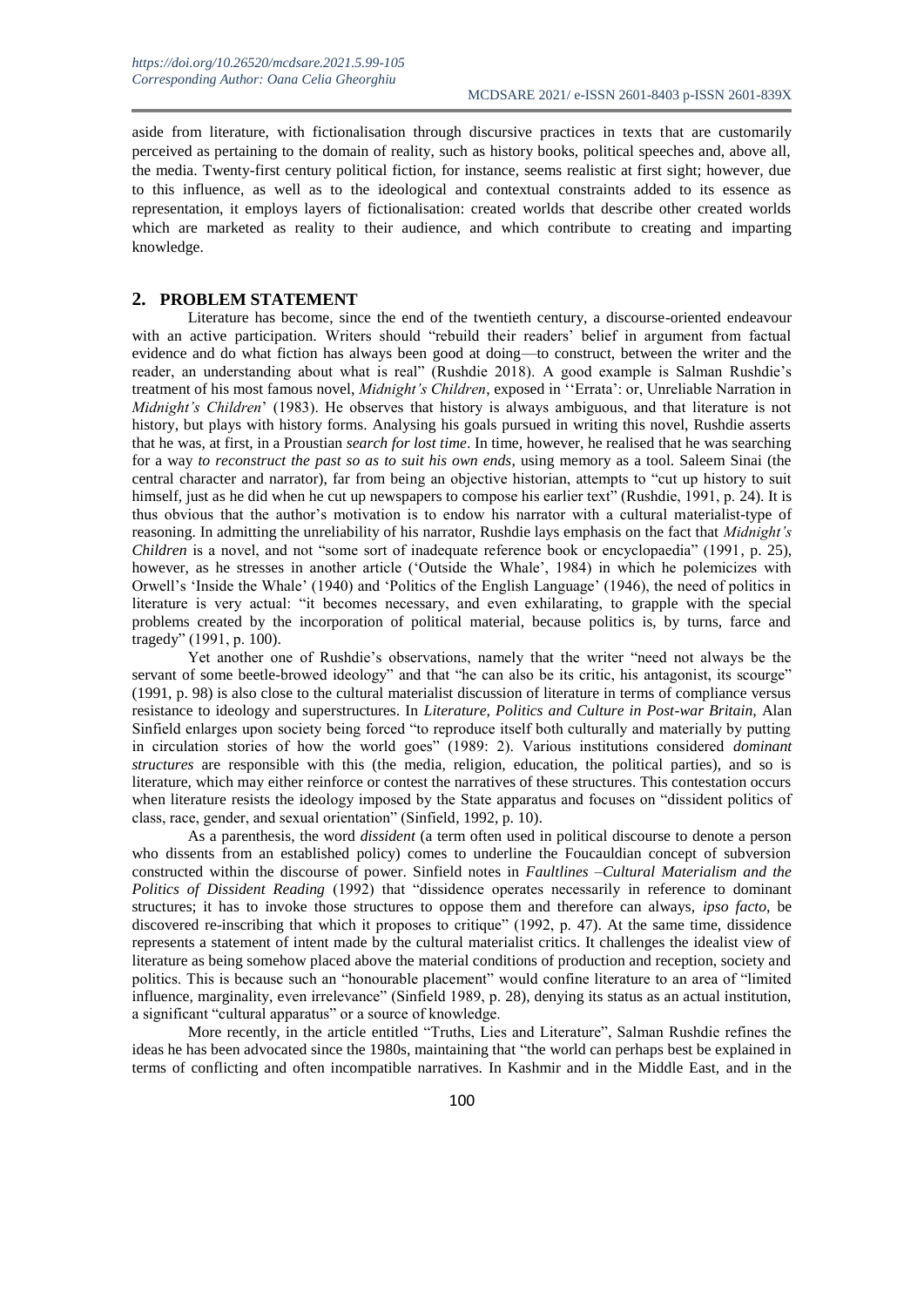aside from literature, with fictionalisation through discursive practices in texts that are customarily perceived as pertaining to the domain of reality, such as history books, political speeches and, above all, the media. Twenty-first century political fiction, for instance, seems realistic at first sight; however, due to this influence, as well as to the ideological and contextual constraints added to its essence as representation, it employs layers of fictionalisation: created worlds that describe other created worlds which are marketed as reality to their audience, and which contribute to creating and imparting knowledge.

## 2. PROBLEM STATEMENT

Literature has become, since the end of the twentieth century, a discourse-oriented endeavour with an active participation. Writers should "rebuild their readers' belief in argument from factual evidence and do what fiction has always been good at doing—to construct, between the writer and the reader, an understanding about what is real" (Rushdie 2018). A good example is Salman Rushdie's treatment of his most famous novel, *Midnight's Children*, exposed in ''Errata': or, Unreliable Narration in *Midnight's Children*' (1983). He observes that history is always ambiguous, and that literature is not history, but plays with history forms. Analysing his goals pursued in writing this novel, Rushdie asserts that he was, at first, in a Proustian *search for lost time*. In time, however, he realised that he was searching for a way *to reconstruct the past so as to suit his own ends*, using memory as a tool. Saleem Sinai (the central character and narrator), far from being an objective historian, attempts to "cut up history to suit himself, just as he did when he cut up newspapers to compose his earlier text" (Rushdie, 1991, p. 24). It is thus obvious that the author's motivation is to endow his narrator with a cultural materialist-type of reasoning. In admitting the unreliability of his narrator, Rushdie lays emphasis on the fact that *Midnight's Children* is a novel, and not "some sort of inadequate reference book or encyclopaedia" (1991, p. 25), however, as he stresses in another article ('Outside the Whale', 1984) in which he polemicizes with Orwell's 'Inside the Whale' (1940) and 'Politics of the English Language' (1946), the need of politics in literature is very actual: "it becomes necessary, and even exhilarating, to grapple with the special problems created by the incorporation of political material, because politics is, by turns, farce and tragedy" (1991, p. 100).

Yet another one of Rushdie's observations, namely that the writer "need not always be the servant of some beetle-browed ideology" and that "he can also be its critic, his antagonist, its scourge" (1991, p. 98) is also close to the cultural materialist discussion of literature in terms of compliance versus resistance to ideology and superstructures. In *Literature, Politics and Culture in Post-war Britain,* Alan Sinfield enlarges upon society being forced "to reproduce itself both culturally and materially by putting in circulation stories of how the world goes" (1989: 2). Various institutions considered *dominant structures* are responsible with this (the media, religion, education, the political parties), and so is literature, which may either reinforce or contest the narratives of these structures. This contestation occurs when literature resists the ideology imposed by the State apparatus and focuses on "dissident politics of class, race, gender, and sexual orientation" (Sinfield, 1992, p. 10).

As a parenthesis, the word *dissident* (a term often used in political discourse to denote a person who dissents from an established policy) comes to underline the Foucauldian concept of subversion constructed within the discourse of power. Sinfield notes in *Faultlines –Cultural Materialism and the Politics of Dissident Reading* (1992) that "dissidence operates necessarily in reference to dominant structures; it has to invoke those structures to oppose them and therefore can always, *ipso facto*, be discovered re-inscribing that which it proposes to critique" (1992, p. 47). At the same time, dissidence represents a statement of intent made by the cultural materialist critics. It challenges the idealist view of literature as being somehow placed above the material conditions of production and reception, society and politics. This is because such an "honourable placement" would confine literature to an area of "limited influence, marginality, even irrelevance" (Sinfield 1989, p. 28), denying its status as an actual institution, a significant "cultural apparatus" or a source of knowledge.

More recently, in the article entitled "Truths, Lies and Literature", Salman Rushdie refines the ideas he has been advocated since the 1980s, maintaining that "the world can perhaps best be explained in terms of conflicting and often incompatible narratives. In Kashmir and in the Middle East, and in the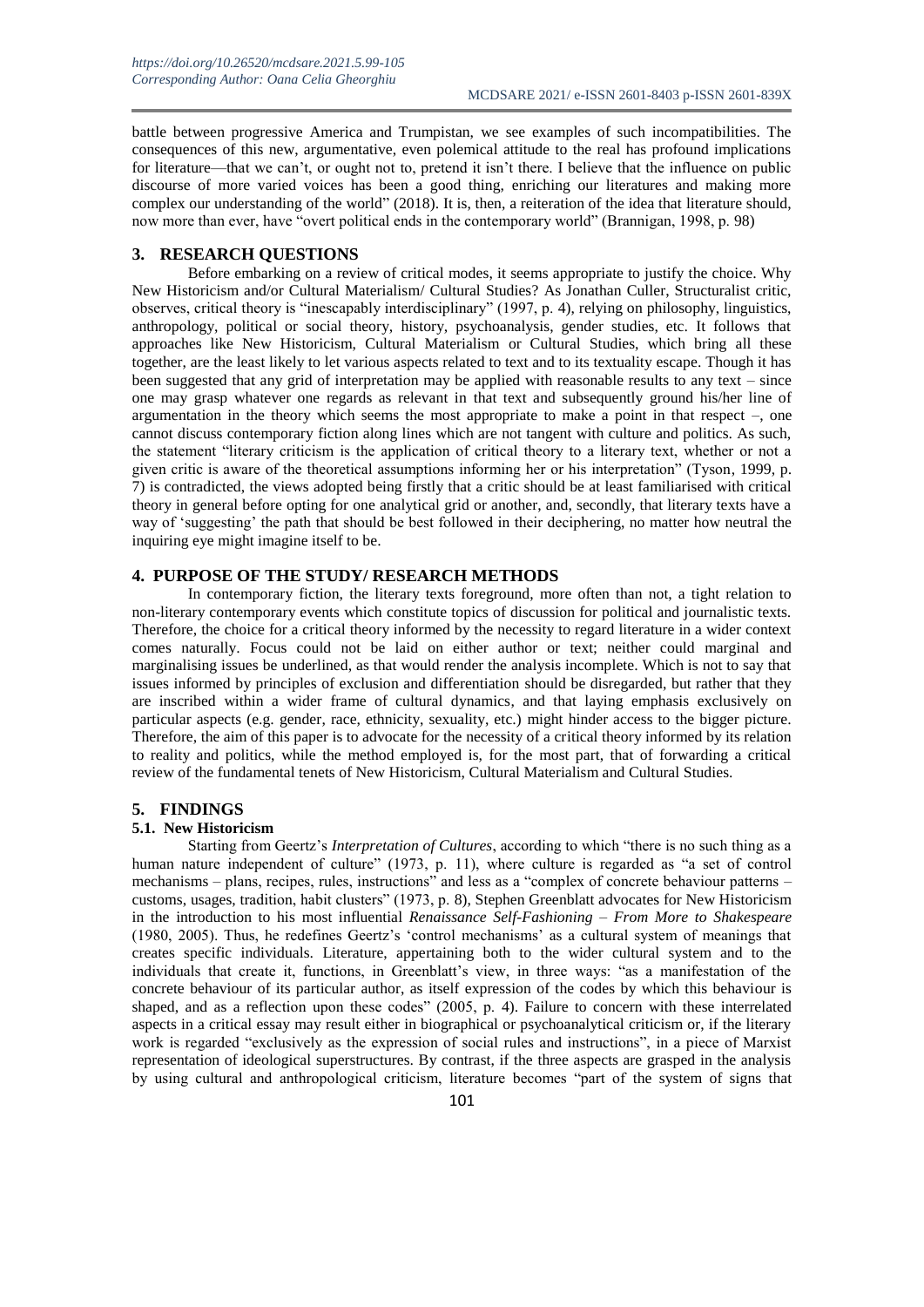battle between progressive America and Trumpistan, we see examples of such incompatibilities. The consequences of this new, argumentative, even polemical attitude to the real has profound implications for literature—that we can't, or ought not to, pretend it isn't there. I believe that the influence on public discourse of more varied voices has been a good thing, enriching our literatures and making more complex our understanding of the world" (2018). It is, then, a reiteration of the idea that literature should, now more than ever, have "overt political ends in the contemporary world" (Brannigan, 1998, p. 98)

## 3. RESEARCH QUESTIONS

Before embarking on a review of critical modes, it seems appropriate to justify the choice. Why New Historicism and/or Cultural Materialism/ Cultural Studies? As Jonathan Culler, Structuralist critic, observes, critical theory is "inescapably interdisciplinary" (1997, p. 4), relying on philosophy, linguistics, anthropology, political or social theory, history, psychoanalysis, gender studies, etc. It follows that approaches like New Historicism, Cultural Materialism or Cultural Studies, which bring all these together, are the least likely to let various aspects related to text and to its textuality escape. Though it has been suggested that any grid of interpretation may be applied with reasonable results to any text – since one may grasp whatever one regards as relevant in that text and subsequently ground his/her line of argumentation in the theory which seems the most appropriate to make a point in that respect –, one cannot discuss contemporary fiction along lines which are not tangent with culture and politics. As such, the statement "literary criticism is the application of critical theory to a literary text, whether or not a given critic is aware of the theoretical assumptions informing her or his interpretation" (Tyson, 1999, p. 7) is contradicted, the views adopted being firstly that a critic should be at least familiarised with critical theory in general before opting for one analytical grid or another, and, secondly, that literary texts have a way of 'suggesting' the path that should be best followed in their deciphering, no matter how neutral the inquiring eye might imagine itself to be.

## 4. PURPOSE OF THE STUDY/ RESEARCH METHODS

In contemporary fiction, the literary texts foreground, more often than not, a tight relation to non-literary contemporary events which constitute topics of discussion for political and journalistic texts. Therefore, the choice for a critical theory informed by the necessity to regard literature in a wider context comes naturally. Focus could not be laid on either author or text; neither could marginal and marginalising issues be underlined, as that would render the analysis incomplete. Which is not to say that issues informed by principles of exclusion and differentiation should be disregarded, but rather that they are inscribed within a wider frame of cultural dynamics, and that laying emphasis exclusively on particular aspects (e.g. gender, race, ethnicity, sexuality, etc.) might hinder access to the bigger picture. Therefore, the aim of this paper is to advocate for the necessity of a critical theory informed by its relation to reality and politics, while the method employed is, for the most part, that of forwarding a critical review of the fundamental tenets of New Historicism, Cultural Materialism and Cultural Studies.

## 5. FINDINGS

### 5.1. New Historicism

Starting from Geertz's *Interpretation of Cultures*, according to which "there is no such thing as a human nature independent of culture" (1973, p. 11), where culture is regarded as "a set of control mechanisms – plans, recipes, rules, instructions" and less as a "complex of concrete behaviour patterns – customs, usages, tradition, habit clusters" (1973, p. 8), Stephen Greenblatt advocates for New Historicism in the introduction to his most influential *Renaissance Self-Fashioning – From More to Shakespeare* (1980, 2005). Thus, he redefines Geertz's 'control mechanisms' as a cultural system of meanings that creates specific individuals. Literature, appertaining both to the wider cultural system and to the individuals that create it, functions, in Greenblatt's view, in three ways: "as a manifestation of the concrete behaviour of its particular author, as itself expression of the codes by which this behaviour is shaped, and as a reflection upon these codes" (2005, p. 4). Failure to concern with these interrelated aspects in a critical essay may result either in biographical or psychoanalytical criticism or, if the literary work is regarded "exclusively as the expression of social rules and instructions", in a piece of Marxist representation of ideological superstructures. By contrast, if the three aspects are grasped in the analysis by using cultural and anthropological criticism, literature becomes "part of the system of signs that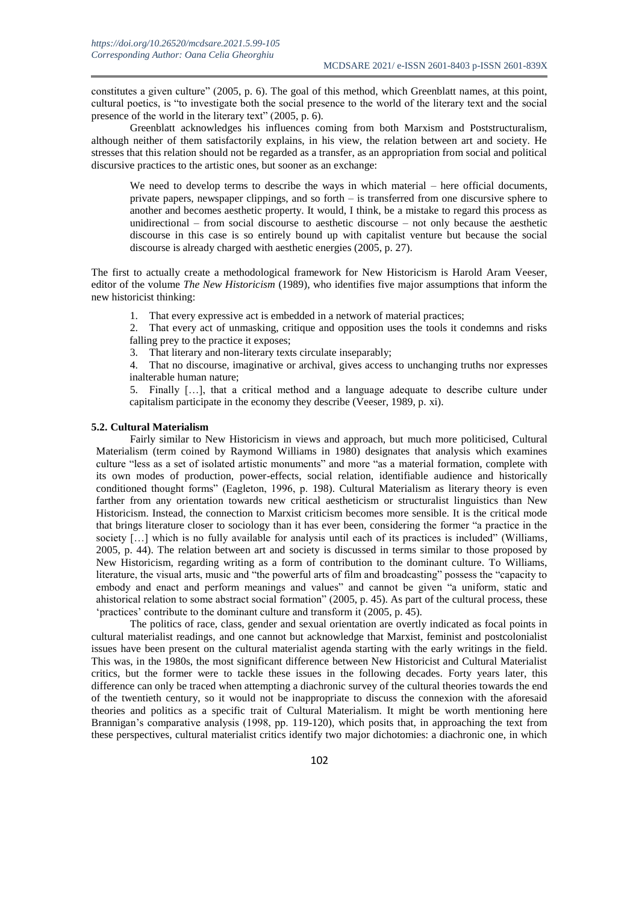constitutes a given culture" (2005, p. 6). The goal of this method, which Greenblatt names, at this point, cultural poetics, is "to investigate both the social presence to the world of the literary text and the social presence of the world in the literary text" (2005, p. 6).

Greenblatt acknowledges his influences coming from both Marxism and Poststructuralism, although neither of them satisfactorily explains, in his view, the relation between art and society. He stresses that this relation should not be regarded as a transfer, as an appropriation from social and political discursive practices to the artistic ones, but sooner as an exchange:

> We need to develop terms to describe the ways in which material – here official documents, private papers, newspaper clippings, and so forth – is transferred from one discursive sphere to another and becomes aesthetic property. It would, I think, be a mistake to regard this process as unidirectional – from social discourse to aesthetic discourse – not only because the aesthetic discourse in this case is so entirely bound up with capitalist venture but because the social discourse is already charged with aesthetic energies (2005, p. 27).

The first to actually create a methodological framework for New Historicism is Harold Aram Veeser, editor of the volume *The New Historicism* (1989), who identifies five major assumptions that inform the new historicist thinking:

> 1. That every expressive act is embedded in a network of material practices;
> 2. That every act of unmasking, critique and opposition uses the tools it condemns and risks falling prey to the practice it exposes;
> 3. That literary and non-literary texts circulate inseparably;
> 4. That no discourse, imaginative or archival, gives access to unchanging truths nor expresses inalterable human nature;
> 5. Finally […], that a critical method and a language adequate to describe culture under capitalism participate in the economy they describe (Veeser, 1989, p. xi).

### 5.2. Cultural Materialism

Fairly similar to New Historicism in views and approach, but much more politicised, Cultural Materialism (term coined by Raymond Williams in 1980) designates that analysis which examines culture "less as a set of isolated artistic monuments" and more "as a material formation, complete with its own modes of production, power-effects, social relation, identifiable audience and historically conditioned thought forms" (Eagleton, 1996, p. 198). Cultural Materialism as literary theory is even farther from any orientation towards new critical aestheticism or structuralist linguistics than New Historicism. Instead, the connection to Marxist criticism becomes more sensible. It is the critical mode that brings literature closer to sociology than it has ever been, considering the former "a practice in the society […] which is no fully available for analysis until each of its practices is included" (Williams, 2005, p. 44). The relation between art and society is discussed in terms similar to those proposed by New Historicism, regarding writing as a form of contribution to the dominant culture. To Williams, literature, the visual arts, music and "the powerful arts of film and broadcasting" possess the "capacity to embody and enact and perform meanings and values" and cannot be given "a uniform, static and ahistorical relation to some abstract social formation" (2005, p. 45). As part of the cultural process, these 'practices' contribute to the dominant culture and transform it (2005, p. 45).

The politics of race, class, gender and sexual orientation are overtly indicated as focal points in cultural materialist readings, and one cannot but acknowledge that Marxist, feminist and postcolonialist issues have been present on the cultural materialist agenda starting with the early writings in the field. This was, in the 1980s, the most significant difference between New Historicist and Cultural Materialist critics, but the former were to tackle these issues in the following decades. Forty years later, this difference can only be traced when attempting a diachronic survey of the cultural theories towards the end of the twentieth century, so it would not be inappropriate to discuss the connexion with the aforesaid theories and politics as a specific trait of Cultural Materialism. It might be worth mentioning here Brannigan's comparative analysis (1998, pp. 119-120), which posits that, in approaching the text from these perspectives, cultural materialist critics identify two major dichotomies: a diachronic one, in which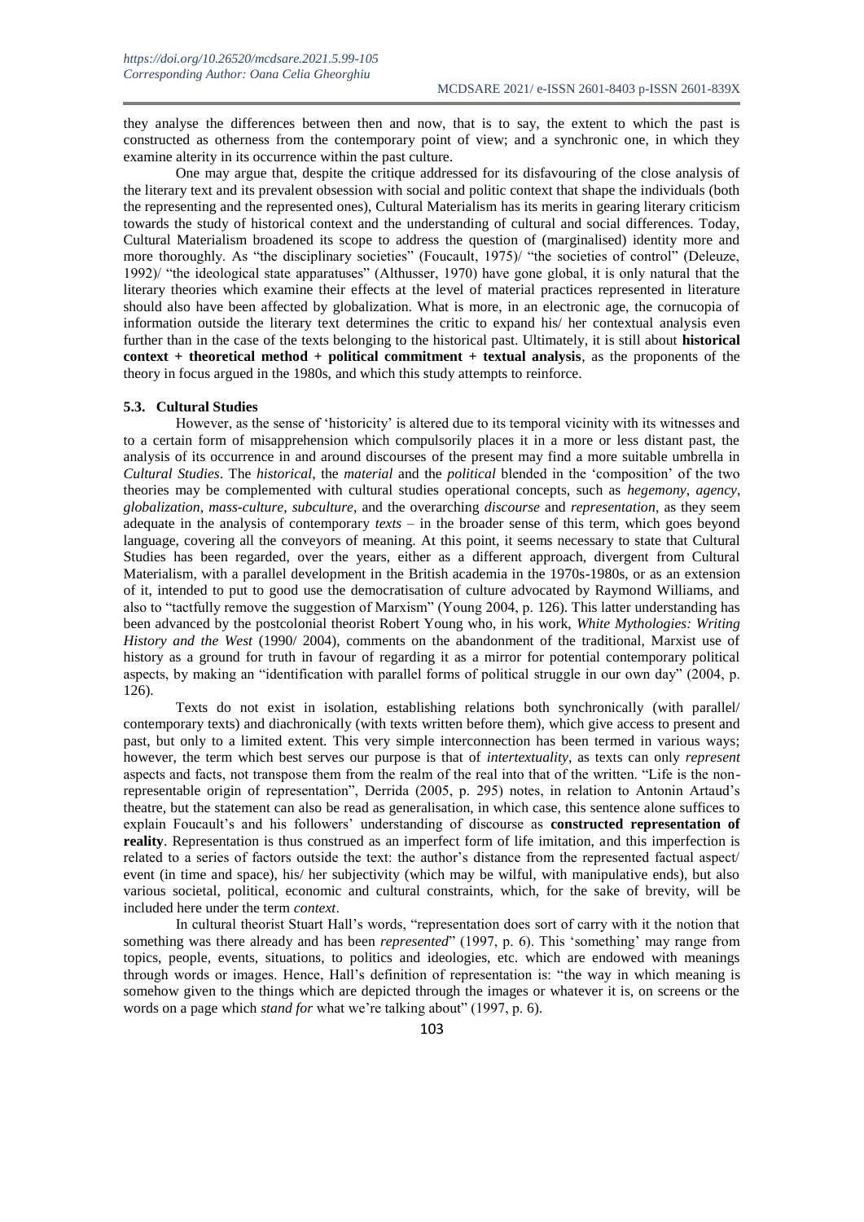they analyse the differences between then and now, that is to say, the extent to which the past is constructed as otherness from the contemporary point of view; and a synchronic one, in which they examine alterity in its occurrence within the past culture.

One may argue that, despite the critique addressed for its disfavouring of the close analysis of the literary text and its prevalent obsession with social and politic context that shape the individuals (both the representing and the represented ones), Cultural Materialism has its merits in gearing literary criticism towards the study of historical context and the understanding of cultural and social differences. Today, Cultural Materialism broadened its scope to address the question of (marginalised) identity more and more thoroughly. As "the disciplinary societies" (Foucault, 1975)/ "the societies of control" (Deleuze, 1992)/ "the ideological state apparatuses" (Althusser, 1970) have gone global, it is only natural that the literary theories which examine their effects at the level of material practices represented in literature should also have been affected by globalization. What is more, in an electronic age, the cornucopia of information outside the literary text determines the critic to expand his/ her contextual analysis even further than in the case of the texts belonging to the historical past. Ultimately, it is still about **historical context + theoretical method + political commitment + textual analysis**, as the proponents of the theory in focus argued in the 1980s, and which this study attempts to reinforce.

### 5.3. Cultural Studies

However, as the sense of 'historicity' is altered due to its temporal vicinity with its witnesses and to a certain form of misapprehension which compulsorily places it in a more or less distant past, the analysis of its occurrence in and around discourses of the present may find a more suitable umbrella in *Cultural Studies*. The *historical*, the *material* and the *political* blended in the 'composition' of the two theories may be complemented with cultural studies operational concepts, such as *hegemony*, *agency*, *globalization*, *mass-culture*, *subculture*, and the overarching *discourse* and *representation*, as they seem adequate in the analysis of contemporary *texts* – in the broader sense of this term, which goes beyond language, covering all the conveyors of meaning. At this point, it seems necessary to state that Cultural Studies has been regarded, over the years, either as a different approach, divergent from Cultural Materialism, with a parallel development in the British academia in the 1970s-1980s, or as an extension of it, intended to put to good use the democratisation of culture advocated by Raymond Williams, and also to "tactfully remove the suggestion of Marxism" (Young 2004, p. 126). This latter understanding has been advanced by the postcolonial theorist Robert Young who, in his work, *White Mythologies: Writing History and the West* (1990/ 2004), comments on the abandonment of the traditional, Marxist use of history as a ground for truth in favour of regarding it as a mirror for potential contemporary political aspects, by making an "identification with parallel forms of political struggle in our own day" (2004, p. 126).

Texts do not exist in isolation, establishing relations both synchronically (with parallel/ contemporary texts) and diachronically (with texts written before them), which give access to present and past, but only to a limited extent. This very simple interconnection has been termed in various ways; however, the term which best serves our purpose is that of *intertextuality*, as texts can only *represent* aspects and facts, not transpose them from the realm of the real into that of the written. "Life is the non-representable origin of representation", Derrida (2005, p. 295) notes, in relation to Antonin Artaud's theatre, but the statement can also be read as generalisation, in which case, this sentence alone suffices to explain Foucault's and his followers' understanding of discourse as **constructed representation of reality**. Representation is thus construed as an imperfect form of life imitation, and this imperfection is related to a series of factors outside the text: the author's distance from the represented factual aspect/ event (in time and space), his/ her subjectivity (which may be wilful, with manipulative ends), but also various societal, political, economic and cultural constraints, which, for the sake of brevity, will be included here under the term *context*.

In cultural theorist Stuart Hall's words, "representation does sort of carry with it the notion that something was there already and has been *represented*" (1997, p. 6). This 'something' may range from topics, people, events, situations, to politics and ideologies, etc. which are endowed with meanings through words or images. Hence, Hall's definition of representation is: "the way in which meaning is somehow given to the things which are depicted through the images or whatever it is, on screens or the words on a page which *stand for* what we're talking about" (1997, p. 6).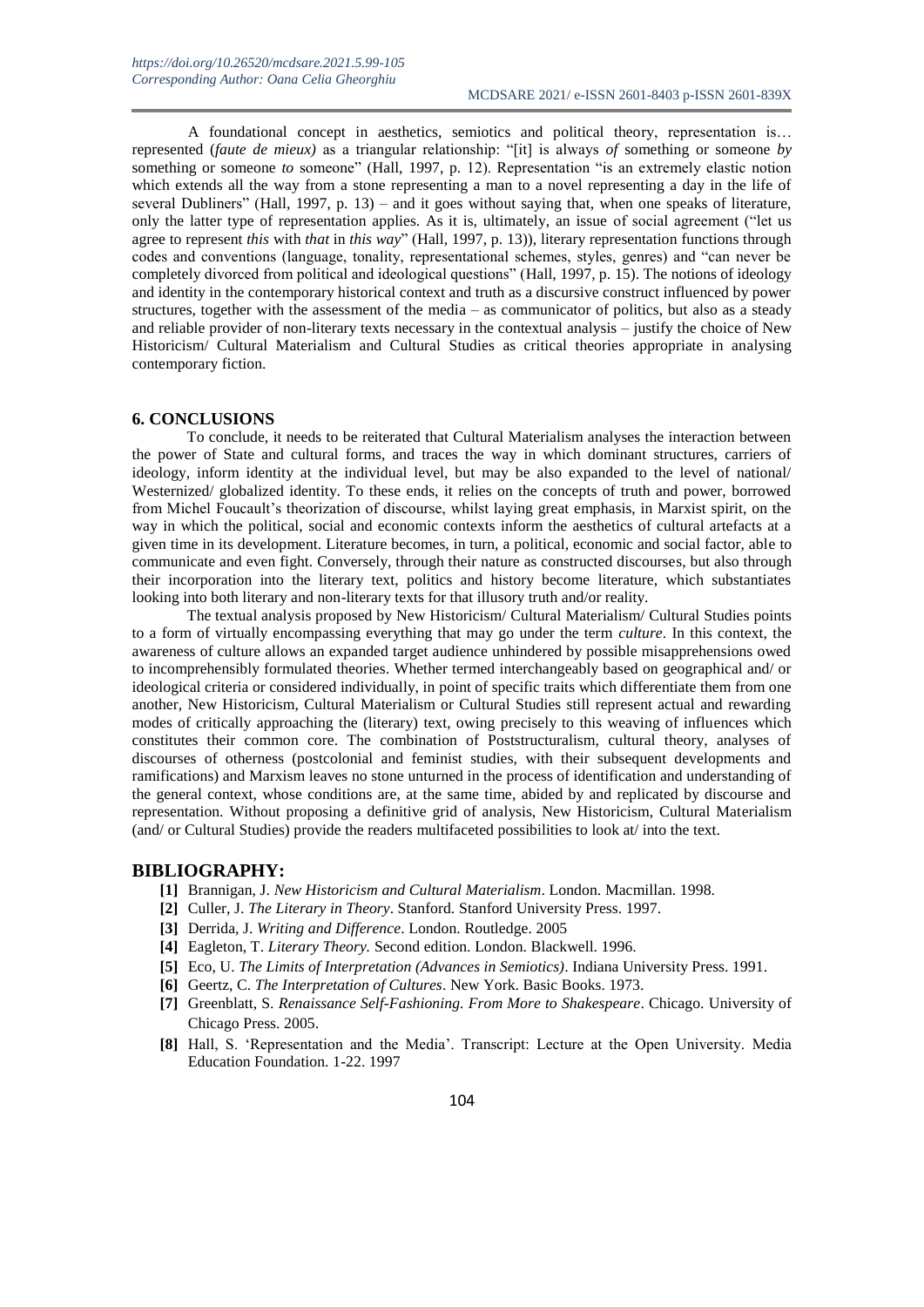A foundational concept in aesthetics, semiotics and political theory, representation is… represented (*faute de mieux)* as a triangular relationship: "[it] is always *of* something or someone *by* something or someone *to* someone" (Hall, 1997, p. 12). Representation "is an extremely elastic notion which extends all the way from a stone representing a man to a novel representing a day in the life of several Dubliners" (Hall, 1997, p. 13) – and it goes without saying that, when one speaks of literature, only the latter type of representation applies. As it is, ultimately, an issue of social agreement ("let us agree to represent *this* with *that* in *this way*" (Hall, 1997, p. 13)), literary representation functions through codes and conventions (language, tonality, representational schemes, styles, genres) and "can never be completely divorced from political and ideological questions" (Hall, 1997, p. 15). The notions of ideology and identity in the contemporary historical context and truth as a discursive construct influenced by power structures, together with the assessment of the media – as communicator of politics, but also as a steady and reliable provider of non-literary texts necessary in the contextual analysis – justify the choice of New Historicism/ Cultural Materialism and Cultural Studies as critical theories appropriate in analysing contemporary fiction.

## 6. CONCLUSIONS

To conclude, it needs to be reiterated that Cultural Materialism analyses the interaction between the power of State and cultural forms, and traces the way in which dominant structures, carriers of ideology, inform identity at the individual level, but may be also expanded to the level of national/ Westernized/ globalized identity. To these ends, it relies on the concepts of truth and power, borrowed from Michel Foucault's theorization of discourse, whilst laying great emphasis, in Marxist spirit, on the way in which the political, social and economic contexts inform the aesthetics of cultural artefacts at a given time in its development. Literature becomes, in turn, a political, economic and social factor, able to communicate and even fight. Conversely, through their nature as constructed discourses, but also through their incorporation into the literary text, politics and history become literature, which substantiates looking into both literary and non-literary texts for that illusory truth and/or reality.

The textual analysis proposed by New Historicism/ Cultural Materialism/ Cultural Studies points to a form of virtually encompassing everything that may go under the term *culture*. In this context, the awareness of culture allows an expanded target audience unhindered by possible misapprehensions owed to incomprehensibly formulated theories. Whether termed interchangeably based on geographical and/ or ideological criteria or considered individually, in point of specific traits which differentiate them from one another, New Historicism, Cultural Materialism or Cultural Studies still represent actual and rewarding modes of critically approaching the (literary) text, owing precisely to this weaving of influences which constitutes their common core. The combination of Poststructuralism, cultural theory, analyses of discourses of otherness (postcolonial and feminist studies, with their subsequent developments and ramifications) and Marxism leaves no stone unturned in the process of identification and understanding of the general context, whose conditions are, at the same time, abided by and replicated by discourse and representation. Without proposing a definitive grid of analysis, New Historicism, Cultural Materialism (and/ or Cultural Studies) provide the readers multifaceted possibilities to look at/ into the text.

## BIBLIOGRAPHY:

- **[1]** Brannigan, J. *New Historicism and Cultural Materialism*. London. Macmillan. 1998.
- **[2]** Culler, J. *The Literary in Theory*. Stanford. Stanford University Press. 1997.
- **[3]** Derrida, J. *Writing and Difference*. London. Routledge. 2005
- **[4]** Eagleton, T. *Literary Theory.* Second edition. London. Blackwell. 1996.
- **[5]** Eco, U. *The Limits of Interpretation (Advances in Semiotics)*. Indiana University Press. 1991.
- **[6]** Geertz, C. *The Interpretation of Cultures*. New York. Basic Books. 1973.
- **[7]** Greenblatt, S. *Renaissance Self-Fashioning. From More to Shakespeare*. Chicago. University of Chicago Press. 2005.
- **[8]** Hall, S. 'Representation and the Media'. Transcript: Lecture at the Open University. Media Education Foundation. 1-22. 1997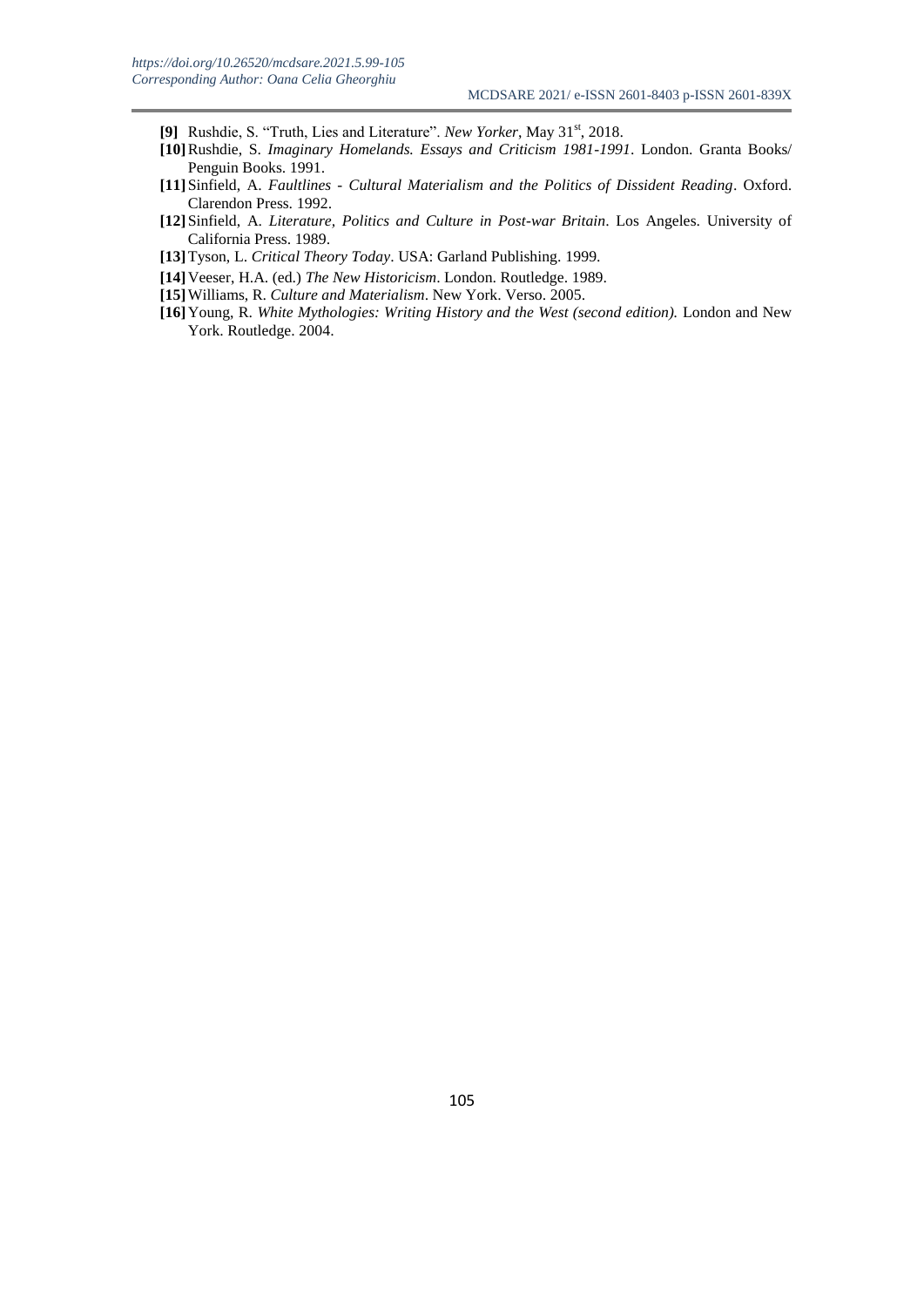**[9]** Rushdie, S. "Truth, Lies and Literature". *New Yorker*, May 31st, 2018.

**[10]** Rushdie, S. *Imaginary Homelands. Essays and Criticism 1981-1991*. London. Granta Books/ Penguin Books. 1991.

**[11]** Sinfield, A. *Faultlines - Cultural Materialism and the Politics of Dissident Reading*. Oxford. Clarendon Press. 1992.

**[12]** Sinfield, A. *Literature, Politics and Culture in Post-war Britain*. Los Angeles. University of California Press. 1989.

**[13]** Tyson, L. *Critical Theory Today*. USA: Garland Publishing. 1999.

**[14]** Veeser, H.A. (ed.) *The New Historicism*. London. Routledge. 1989.

**[15]** Williams, R. *Culture and Materialism*. New York. Verso. 2005.

**[16]** Young, R. *White Mythologies: Writing History and the West (second edition).* London and New York. Routledge. 2004.